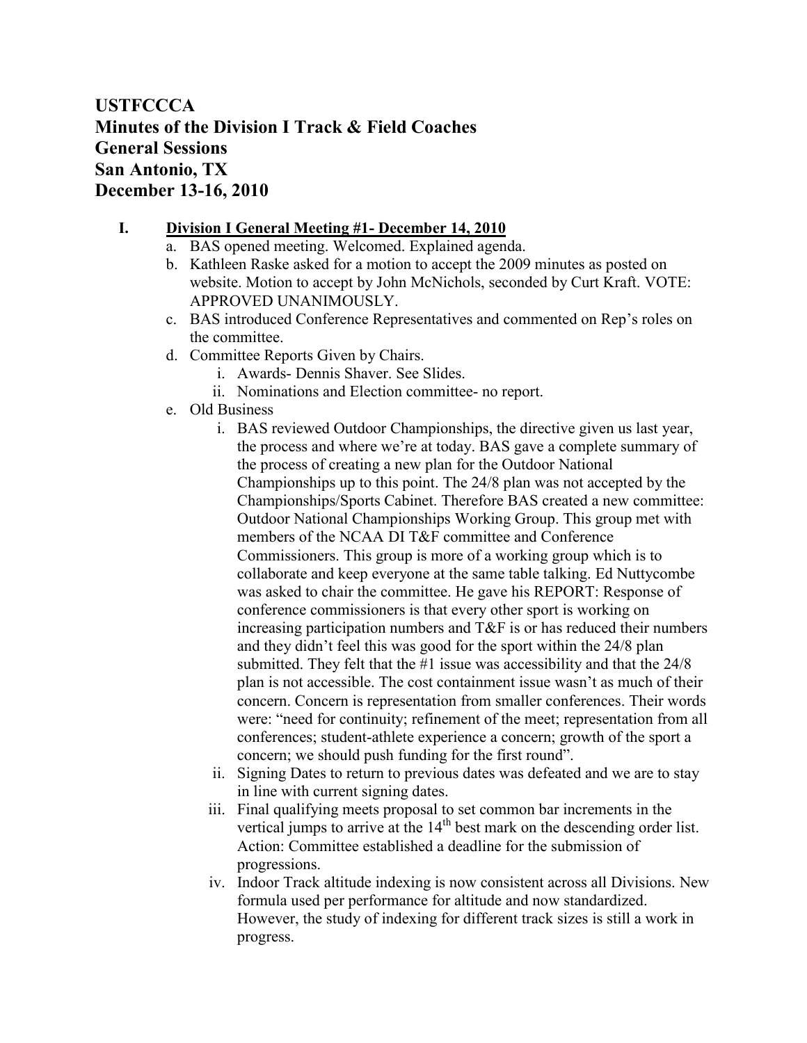# USTFCCCA
# Minutes of the Division I Track & Field Coaches General Sessions
# San Antonio, TX
# December 13-16, 2010

I. **Division I General Meeting #1- December 14, 2010**

   a. BAS opened meeting. Welcomed. Explained agenda.

   b. Kathleen Raske asked for a motion to accept the 2009 minutes as posted on website. Motion to accept by John McNichols, seconded by Curt Kraft. VOTE: APPROVED UNANIMOUSLY.

   c. BAS introduced Conference Representatives and commented on Rep's roles on the committee.

   d. Committee Reports Given by Chairs.
      i. Awards- Dennis Shaver. See Slides.
      ii. Nominations and Election committee- no report.

   e. Old Business
      i. BAS reviewed Outdoor Championships, the directive given us last year, the process and where we're at today. BAS gave a complete summary of the process of creating a new plan for the Outdoor National Championships up to this point. The 24/8 plan was not accepted by the Championships/Sports Cabinet. Therefore BAS created a new committee: Outdoor National Championships Working Group. This group met with members of the NCAA DI T&F committee and Conference Commissioners. This group is more of a working group which is to collaborate and keep everyone at the same table talking. Ed Nuttycombe was asked to chair the committee. He gave his REPORT: Response of conference commissioners is that every other sport is working on increasing participation numbers and T&F is or has reduced their numbers and they didn't feel this was good for the sport within the 24/8 plan submitted. They felt that the #1 issue was accessibility and that the 24/8 plan is not accessible. The cost containment issue wasn't as much of their concern. Concern is representation from smaller conferences. Their words were: "need for continuity; refinement of the meet; representation from all conferences; student-athlete experience a concern; growth of the sport a concern; we should push funding for the first round".
      ii. Signing Dates to return to previous dates was defeated and we are to stay in line with current signing dates.
      iii. Final qualifying meets proposal to set common bar increments in the vertical jumps to arrive at the 14th best mark on the descending order list. Action: Committee established a deadline for the submission of progressions.
      iv. Indoor Track altitude indexing is now consistent across all Divisions. New formula used per performance for altitude and now standardized. However, the study of indexing for different track sizes is still a work in progress.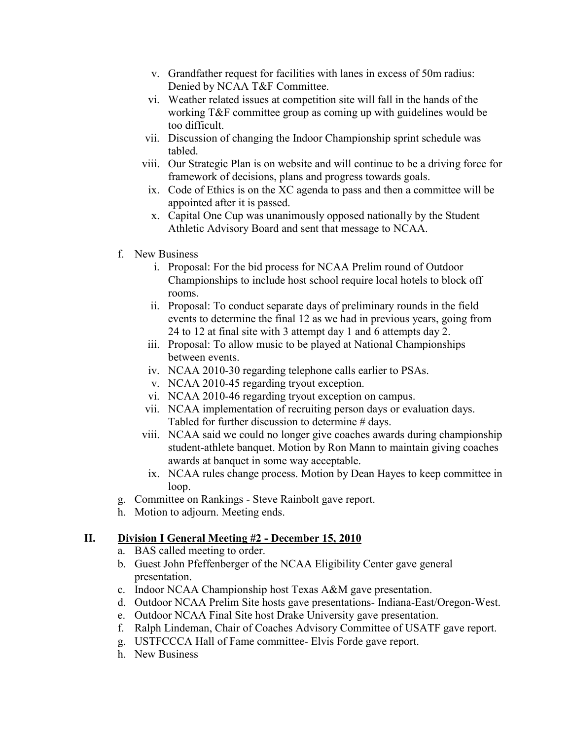v. Grandfather request for facilities with lanes in excess of 50m radius: Denied by NCAA T&F Committee.
   vi. Weather related issues at competition site will fall in the hands of the working T&F committee group as coming up with guidelines would be too difficult.
   vii. Discussion of changing the Indoor Championship sprint schedule was tabled.
   viii. Our Strategic Plan is on website and will continue to be a driving force for framework of decisions, plans and progress towards goals.
   ix. Code of Ethics is on the XC agenda to pass and then a committee will be appointed after it is passed.
   x. Capital One Cup was unanimously opposed nationally by the Student Athletic Advisory Board and sent that message to NCAA.

f. New Business
   i. Proposal: For the bid process for NCAA Prelim round of Outdoor Championships to include host school require local hotels to block off rooms.
   ii. Proposal: To conduct separate days of preliminary rounds in the field events to determine the final 12 as we had in previous years, going from 24 to 12 at final site with 3 attempt day 1 and 6 attempts day 2.
   iii. Proposal: To allow music to be played at National Championships between events.
   iv. NCAA 2010-30 regarding telephone calls earlier to PSAs.
   v. NCAA 2010-45 regarding tryout exception.
   vi. NCAA 2010-46 regarding tryout exception on campus.
   vii. NCAA implementation of recruiting person days or evaluation days. Tabled for further discussion to determine # days.
   viii. NCAA said we could no longer give coaches awards during championship student-athlete banquet. Motion by Ron Mann to maintain giving coaches awards at banquet in some way acceptable.
   ix. NCAA rules change process. Motion by Dean Hayes to keep committee in loop.

g. Committee on Rankings - Steve Rainbolt gave report.
h. Motion to adjourn. Meeting ends.

## II. Division I General Meeting #2 - December 15, 2010

a. BAS called meeting to order.
b. Guest John Pfeffenberger of the NCAA Eligibility Center gave general presentation.
c. Indoor NCAA Championship host Texas A&M gave presentation.
d. Outdoor NCAA Prelim Site hosts gave presentations- Indiana-East/Oregon-West.
e. Outdoor NCAA Final Site host Drake University gave presentation.
f. Ralph Lindeman, Chair of Coaches Advisory Committee of USATF gave report.
g. USTFCCCA Hall of Fame committee- Elvis Forde gave report.
h. New Business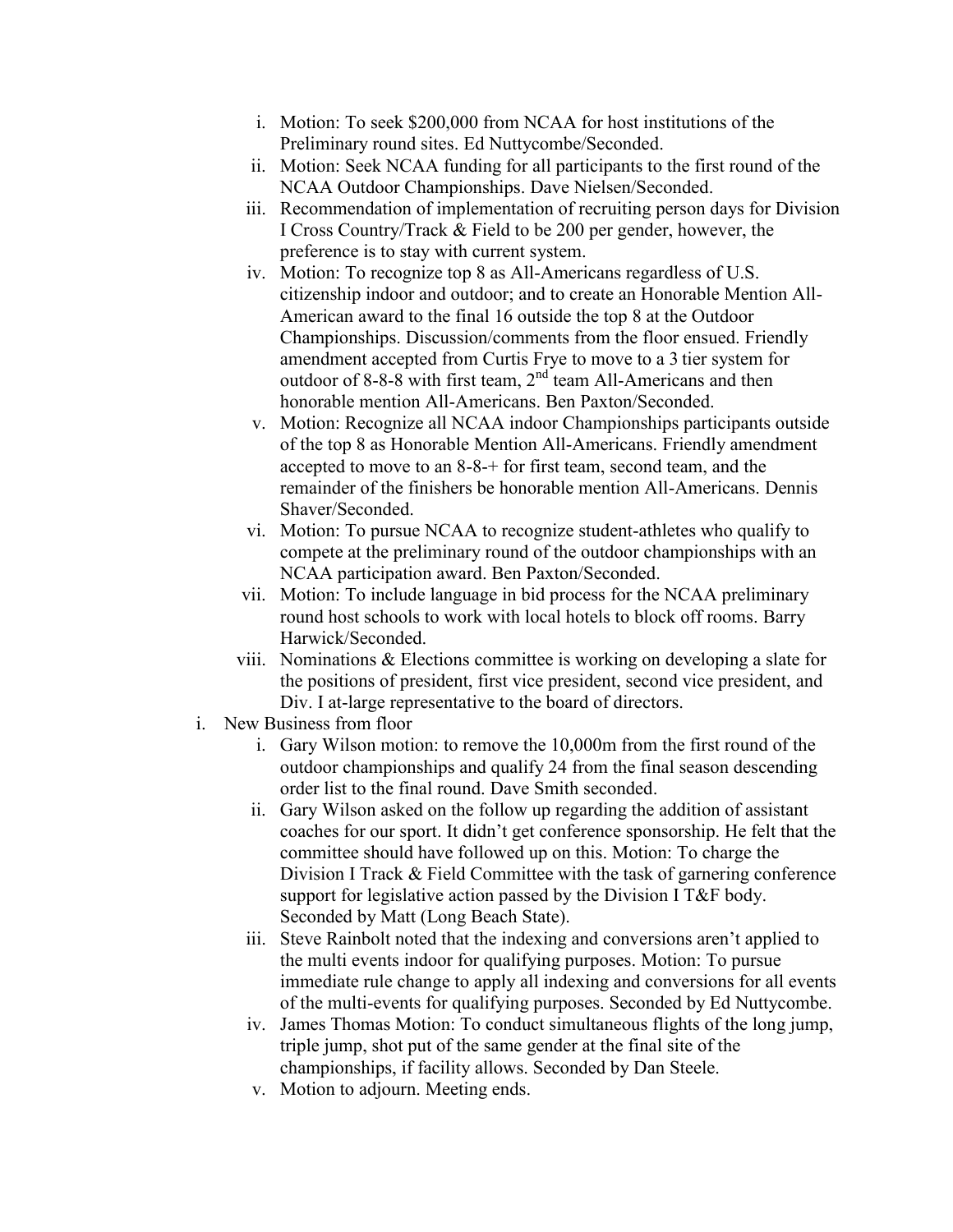i. Motion: To seek $200,000 from NCAA for host institutions of the Preliminary round sites. Ed Nuttycombe/Seconded.
   ii. Motion: Seek NCAA funding for all participants to the first round of the NCAA Outdoor Championships. Dave Nielsen/Seconded.
   iii. Recommendation of implementation of recruiting person days for Division I Cross Country/Track & Field to be 200 per gender, however, the preference is to stay with current system.
   iv. Motion: To recognize top 8 as All-Americans regardless of U.S. citizenship indoor and outdoor; and to create an Honorable Mention All-American award to the final 16 outside the top 8 at the Outdoor Championships. Discussion/comments from the floor ensued. Friendly amendment accepted from Curtis Frye to move to a 3 tier system for outdoor of 8-8-8 with first team, 2nd team All-Americans and then honorable mention All-Americans. Ben Paxton/Seconded.
   v. Motion: Recognize all NCAA indoor Championships participants outside of the top 8 as Honorable Mention All-Americans. Friendly amendment accepted to move to an 8-8-+ for first team, second team, and the remainder of the finishers be honorable mention All-Americans. Dennis Shaver/Seconded.
   vi. Motion: To pursue NCAA to recognize student-athletes who qualify to compete at the preliminary round of the outdoor championships with an NCAA participation award. Ben Paxton/Seconded.
   vii. Motion: To include language in bid process for the NCAA preliminary round host schools to work with local hotels to block off rooms. Barry Harwick/Seconded.
   viii. Nominations & Elections committee is working on developing a slate for the positions of president, first vice president, second vice president, and Div. I at-large representative to the board of directors.

i. New Business from floor
   i. Gary Wilson motion: to remove the 10,000m from the first round of the outdoor championships and qualify 24 from the final season descending order list to the final round. Dave Smith seconded.
   ii. Gary Wilson asked on the follow up regarding the addition of assistant coaches for our sport. It didn't get conference sponsorship. He felt that the committee should have followed up on this. Motion: To charge the Division I Track & Field Committee with the task of garnering conference support for legislative action passed by the Division I T&F body. Seconded by Matt (Long Beach State).
   iii. Steve Rainbolt noted that the indexing and conversions aren't applied to the multi events indoor for qualifying purposes. Motion: To pursue immediate rule change to apply all indexing and conversions for all events of the multi-events for qualifying purposes. Seconded by Ed Nuttycombe.
   iv. James Thomas Motion: To conduct simultaneous flights of the long jump, triple jump, shot put of the same gender at the final site of the championships, if facility allows. Seconded by Dan Steele.
   v. Motion to adjourn. Meeting ends.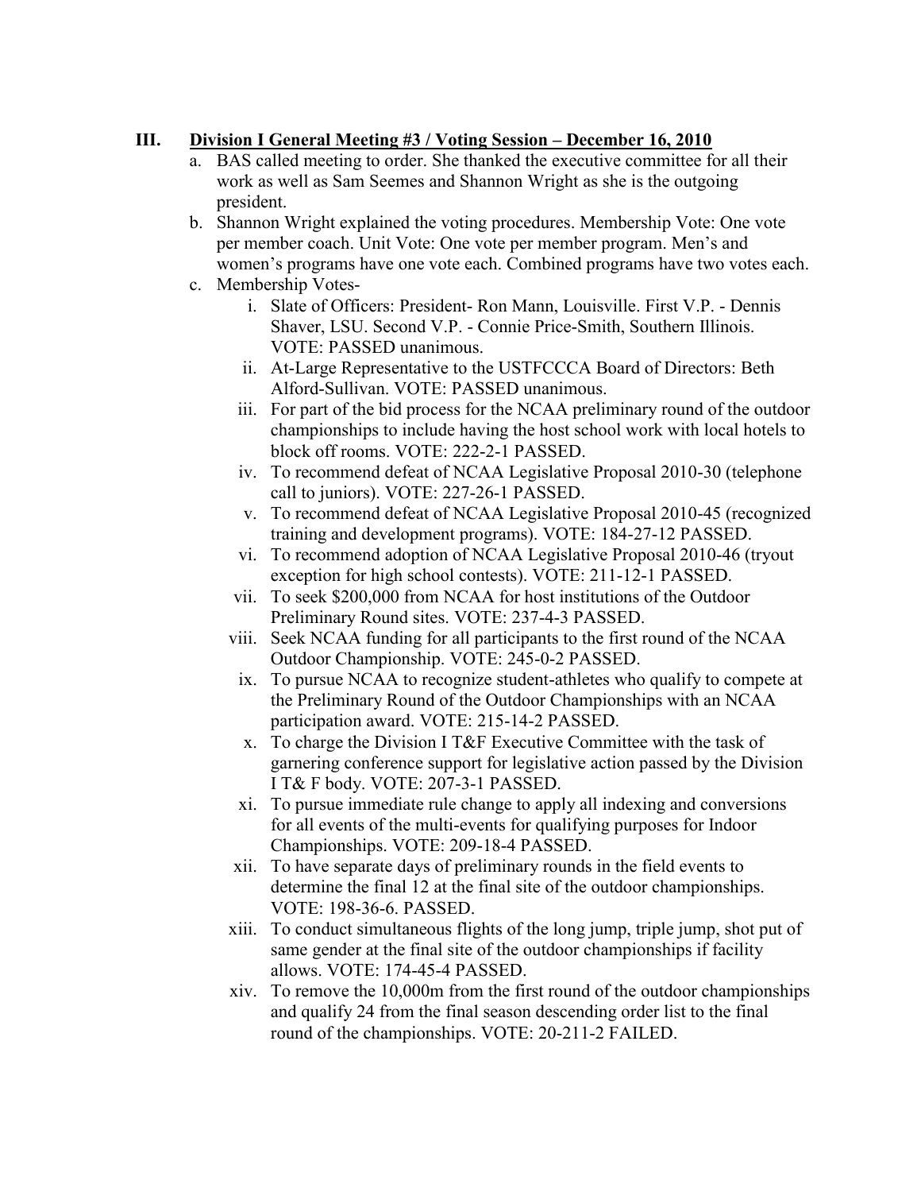### III. Division I General Meeting #3 / Voting Session – December 16, 2010

a. BAS called meeting to order. She thanked the executive committee for all their work as well as Sam Seemes and Shannon Wright as she is the outgoing president.

b. Shannon Wright explained the voting procedures. Membership Vote: One vote per member coach. Unit Vote: One vote per member program. Men's and women's programs have one vote each. Combined programs have two votes each.

c. Membership Votes-

   i. Slate of Officers: President- Ron Mann, Louisville. First V.P. - Dennis Shaver, LSU. Second V.P. - Connie Price-Smith, Southern Illinois. VOTE: PASSED unanimous.

   ii. At-Large Representative to the USTFCCCA Board of Directors: Beth Alford-Sullivan. VOTE: PASSED unanimous.

   iii. For part of the bid process for the NCAA preliminary round of the outdoor championships to include having the host school work with local hotels to block off rooms. VOTE: 222-2-1 PASSED.

   iv. To recommend defeat of NCAA Legislative Proposal 2010-30 (telephone call to juniors). VOTE: 227-26-1 PASSED.

   v. To recommend defeat of NCAA Legislative Proposal 2010-45 (recognized training and development programs). VOTE: 184-27-12 PASSED.

   vi. To recommend adoption of NCAA Legislative Proposal 2010-46 (tryout exception for high school contests). VOTE: 211-12-1 PASSED.

   vii. To seek $200,000 from NCAA for host institutions of the Outdoor Preliminary Round sites. VOTE: 237-4-3 PASSED.

   viii. Seek NCAA funding for all participants to the first round of the NCAA Outdoor Championship. VOTE: 245-0-2 PASSED.

   ix. To pursue NCAA to recognize student-athletes who qualify to compete at the Preliminary Round of the Outdoor Championships with an NCAA participation award. VOTE: 215-14-2 PASSED.

   x. To charge the Division I T&F Executive Committee with the task of garnering conference support for legislative action passed by the Division I T& F body. VOTE: 207-3-1 PASSED.

   xi. To pursue immediate rule change to apply all indexing and conversions for all events of the multi-events for qualifying purposes for Indoor Championships. VOTE: 209-18-4 PASSED.

   xii. To have separate days of preliminary rounds in the field events to determine the final 12 at the final site of the outdoor championships. VOTE: 198-36-6. PASSED.

   xiii. To conduct simultaneous flights of the long jump, triple jump, shot put of same gender at the final site of the outdoor championships if facility allows. VOTE: 174-45-4 PASSED.

   xiv. To remove the 10,000m from the first round of the outdoor championships and qualify 24 from the final season descending order list to the final round of the championships. VOTE: 20-211-2 FAILED.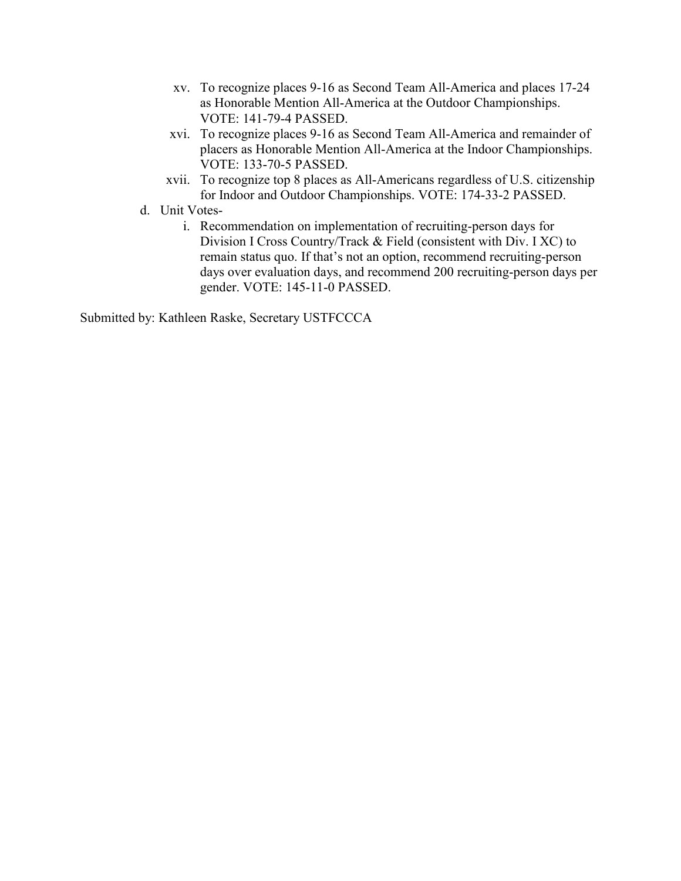xv. To recognize places 9-16 as Second Team All-America and places 17-24 as Honorable Mention All-America at the Outdoor Championships. VOTE: 141-79-4 PASSED.

xvi. To recognize places 9-16 as Second Team All-America and remainder of placers as Honorable Mention All-America at the Indoor Championships. VOTE: 133-70-5 PASSED.

xvii. To recognize top 8 places as All-Americans regardless of U.S. citizenship for Indoor and Outdoor Championships. VOTE: 174-33-2 PASSED.

d. Unit Votes-

i. Recommendation on implementation of recruiting-person days for Division I Cross Country/Track & Field (consistent with Div. I XC) to remain status quo. If that's not an option, recommend recruiting-person days over evaluation days, and recommend 200 recruiting-person days per gender. VOTE: 145-11-0 PASSED.

Submitted by: Kathleen Raske, Secretary USTFCCCA